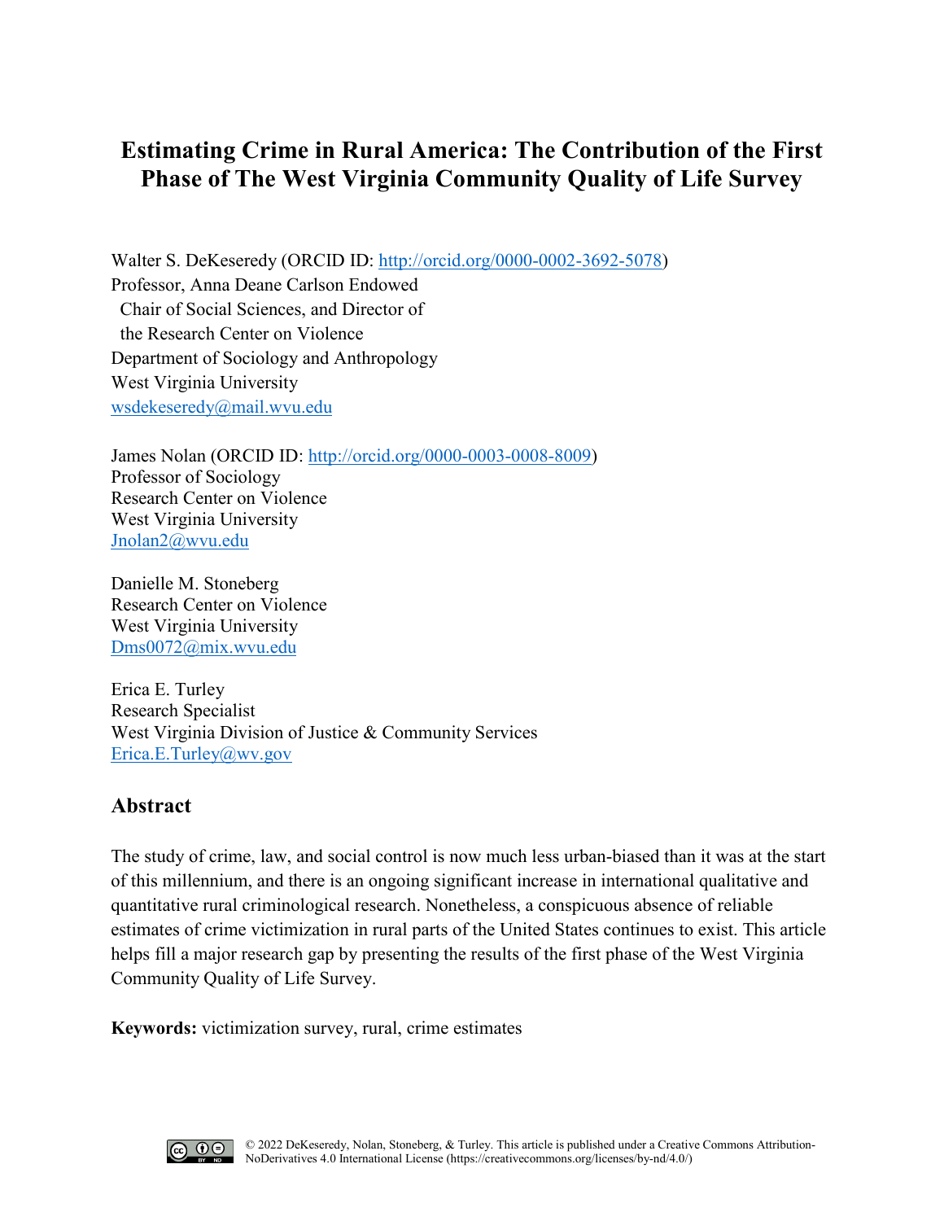# Estimating Crime in Rural America: The Contribution of the First Phase of The West Virginia Community Quality of Life Survey

Walter S. DeKeseredy (ORCID ID: http://orcid.org/0000-0002-3692-5078)
Professor, Anna Deane Carlson Endowed
Chair of Social Sciences, and Director of
the Research Center on Violence
Department of Sociology and Anthropology
West Virginia University
wsdekeseredy@mail.wvu.edu

James Nolan (ORCID ID: http://orcid.org/0000-0003-0008-8009)
Professor of Sociology
Research Center on Violence
West Virginia University
Jnolan2@wvu.edu

Danielle M. Stoneberg
Research Center on Violence
West Virginia University
Dms0072@mix.wvu.edu

Erica E. Turley
Research Specialist
West Virginia Division of Justice & Community Services
Erica.E.Turley@wv.gov

## Abstract

The study of crime, law, and social control is now much less urban-biased than it was at the start of this millennium, and there is an ongoing significant increase in international qualitative and quantitative rural criminological research. Nonetheless, a conspicuous absence of reliable estimates of crime victimization in rural parts of the United States continues to exist. This article helps fill a major research gap by presenting the results of the first phase of the West Virginia Community Quality of Life Survey.

**Keywords:** victimization survey, rural, crime estimates

© 2022 DeKeseredy, Nolan, Stoneberg, & Turley. This article is published under a Creative Commons Attribution-NoDerivatives 4.0 International License (https://creativecommons.org/licenses/by-nd/4.0/)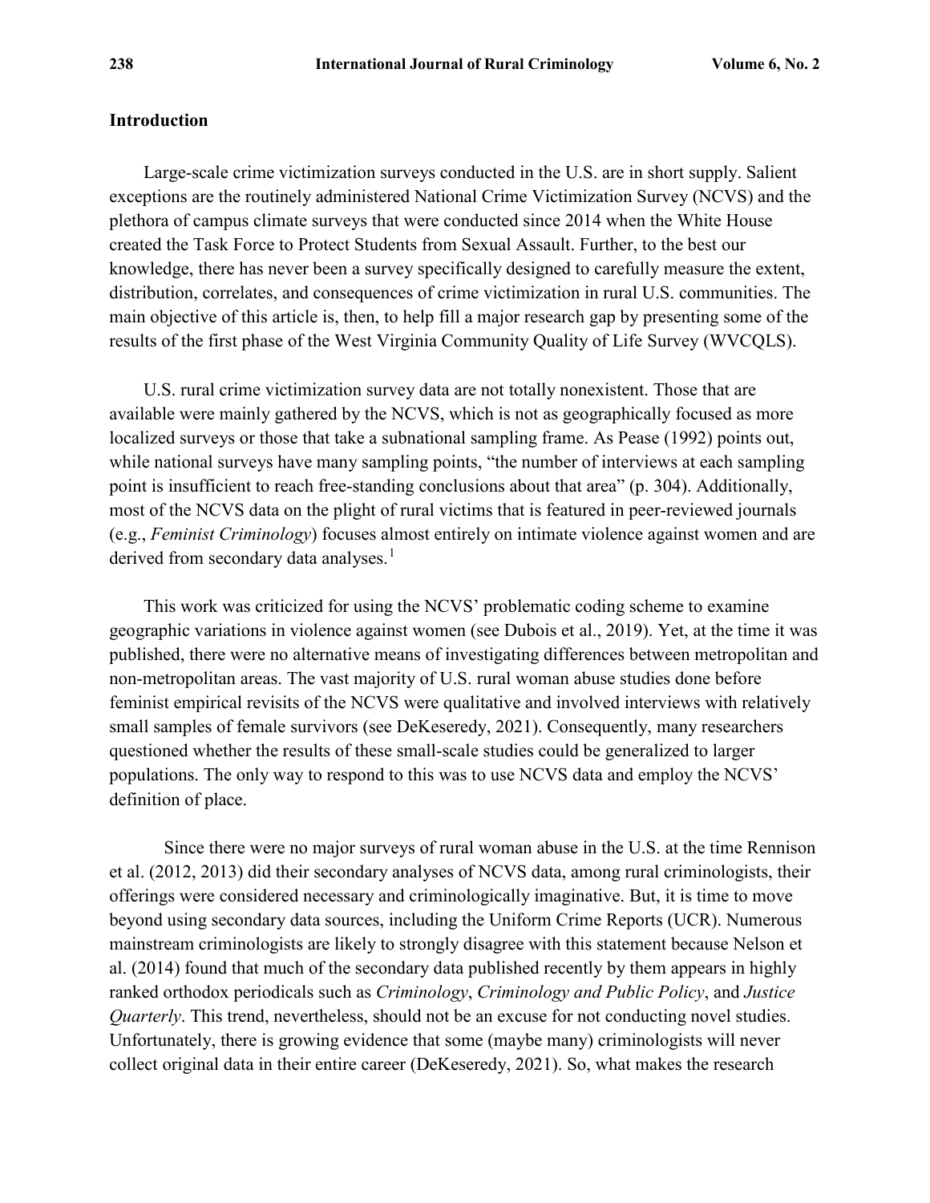## Introduction

Large-scale crime victimization surveys conducted in the U.S. are in short supply. Salient exceptions are the routinely administered National Crime Victimization Survey (NCVS) and the plethora of campus climate surveys that were conducted since 2014 when the White House created the Task Force to Protect Students from Sexual Assault. Further, to the best our knowledge, there has never been a survey specifically designed to carefully measure the extent, distribution, correlates, and consequences of crime victimization in rural U.S. communities. The main objective of this article is, then, to help fill a major research gap by presenting some of the results of the first phase of the West Virginia Community Quality of Life Survey (WVCQLS).

U.S. rural crime victimization survey data are not totally nonexistent. Those that are available were mainly gathered by the NCVS, which is not as geographically focused as more localized surveys or those that take a subnational sampling frame. As Pease (1992) points out, while national surveys have many sampling points, "the number of interviews at each sampling point is insufficient to reach free-standing conclusions about that area" (p. 304). Additionally, most of the NCVS data on the plight of rural victims that is featured in peer-reviewed journals (e.g., *Feminist Criminology*) focuses almost entirely on intimate violence against women and are derived from secondary data analyses.[1]

This work was criticized for using the NCVS' problematic coding scheme to examine geographic variations in violence against women (see Dubois et al., 2019). Yet, at the time it was published, there were no alternative means of investigating differences between metropolitan and non-metropolitan areas. The vast majority of U.S. rural woman abuse studies done before feminist empirical revisits of the NCVS were qualitative and involved interviews with relatively small samples of female survivors (see DeKeseredy, 2021). Consequently, many researchers questioned whether the results of these small-scale studies could be generalized to larger populations. The only way to respond to this was to use NCVS data and employ the NCVS' definition of place.

Since there were no major surveys of rural woman abuse in the U.S. at the time Rennison et al. (2012, 2013) did their secondary analyses of NCVS data, among rural criminologists, their offerings were considered necessary and criminologically imaginative. But, it is time to move beyond using secondary data sources, including the Uniform Crime Reports (UCR). Numerous mainstream criminologists are likely to strongly disagree with this statement because Nelson et al. (2014) found that much of the secondary data published recently by them appears in highly ranked orthodox periodicals such as *Criminology*, *Criminology and Public Policy*, and *Justice Quarterly*. This trend, nevertheless, should not be an excuse for not conducting novel studies. Unfortunately, there is growing evidence that some (maybe many) criminologists will never collect original data in their entire career (DeKeseredy, 2021). So, what makes the research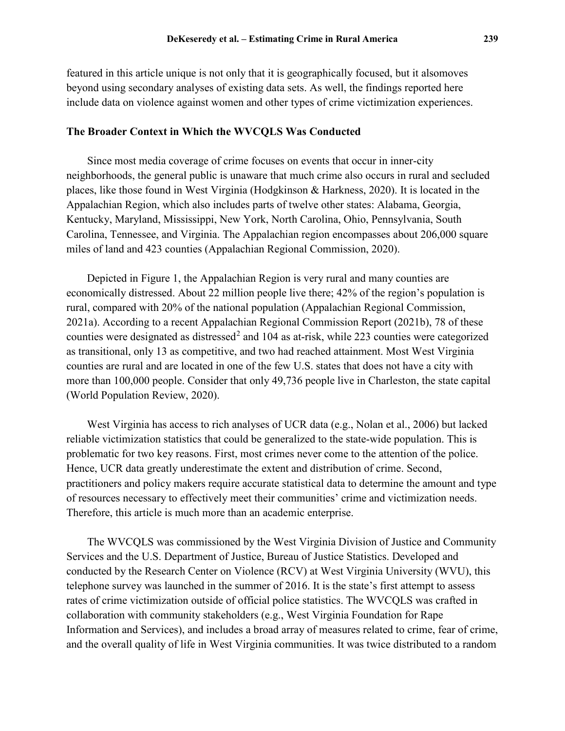featured in this article unique is not only that it is geographically focused, but it alsomoves beyond using secondary analyses of existing data sets. As well, the findings reported here include data on violence against women and other types of crime victimization experiences.

## The Broader Context in Which the WVCQLS Was Conducted

Since most media coverage of crime focuses on events that occur in inner-city neighborhoods, the general public is unaware that much crime also occurs in rural and secluded places, like those found in West Virginia (Hodgkinson & Harkness, 2020). It is located in the Appalachian Region, which also includes parts of twelve other states: Alabama, Georgia, Kentucky, Maryland, Mississippi, New York, North Carolina, Ohio, Pennsylvania, South Carolina, Tennessee, and Virginia. The Appalachian region encompasses about 206,000 square miles of land and 423 counties (Appalachian Regional Commission, 2020).

Depicted in Figure 1, the Appalachian Region is very rural and many counties are economically distressed. About 22 million people live there; 42% of the region's population is rural, compared with 20% of the national population (Appalachian Regional Commission, 2021a). According to a recent Appalachian Regional Commission Report (2021b), 78 of these counties were designated as distressed[2] and 104 as at-risk, while 223 counties were categorized as transitional, only 13 as competitive, and two had reached attainment. Most West Virginia counties are rural and are located in one of the few U.S. states that does not have a city with more than 100,000 people. Consider that only 49,736 people live in Charleston, the state capital (World Population Review, 2020).

West Virginia has access to rich analyses of UCR data (e.g., Nolan et al., 2006) but lacked reliable victimization statistics that could be generalized to the state-wide population. This is problematic for two key reasons. First, most crimes never come to the attention of the police. Hence, UCR data greatly underestimate the extent and distribution of crime. Second, practitioners and policy makers require accurate statistical data to determine the amount and type of resources necessary to effectively meet their communities' crime and victimization needs. Therefore, this article is much more than an academic enterprise.

The WVCQLS was commissioned by the West Virginia Division of Justice and Community Services and the U.S. Department of Justice, Bureau of Justice Statistics. Developed and conducted by the Research Center on Violence (RCV) at West Virginia University (WVU), this telephone survey was launched in the summer of 2016. It is the state's first attempt to assess rates of crime victimization outside of official police statistics. The WVCQLS was crafted in collaboration with community stakeholders (e.g., West Virginia Foundation for Rape Information and Services), and includes a broad array of measures related to crime, fear of crime, and the overall quality of life in West Virginia communities. It was twice distributed to a random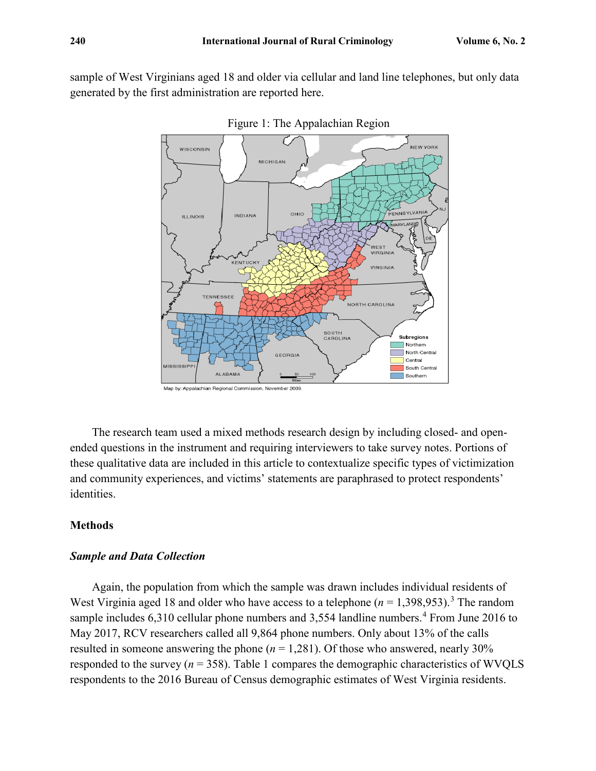sample of West Virginians aged 18 and older via cellular and land line telephones, but only data generated by the first administration are reported here.

Figure 1: The Appalachian Region

The research team used a mixed methods research design by including closed- and open-ended questions in the instrument and requiring interviewers to take survey notes. Portions of these qualitative data are included in this article to contextualize specific types of victimization and community experiences, and victims' statements are paraphrased to protect respondents' identities.

## Methods

### *Sample and Data Collection*

Again, the population from which the sample was drawn includes individual residents of West Virginia aged 18 and older who have access to a telephone ($n$ = 1,398,953).[3] The random sample includes 6,310 cellular phone numbers and 3,554 landline numbers.[4] From June 2016 to May 2017, RCV researchers called all 9,864 phone numbers. Only about 13% of the calls resulted in someone answering the phone ($n$ = 1,281). Of those who answered, nearly 30% responded to the survey ($n$ = 358). Table 1 compares the demographic characteristics of WVQLS respondents to the 2016 Bureau of Census demographic estimates of West Virginia residents.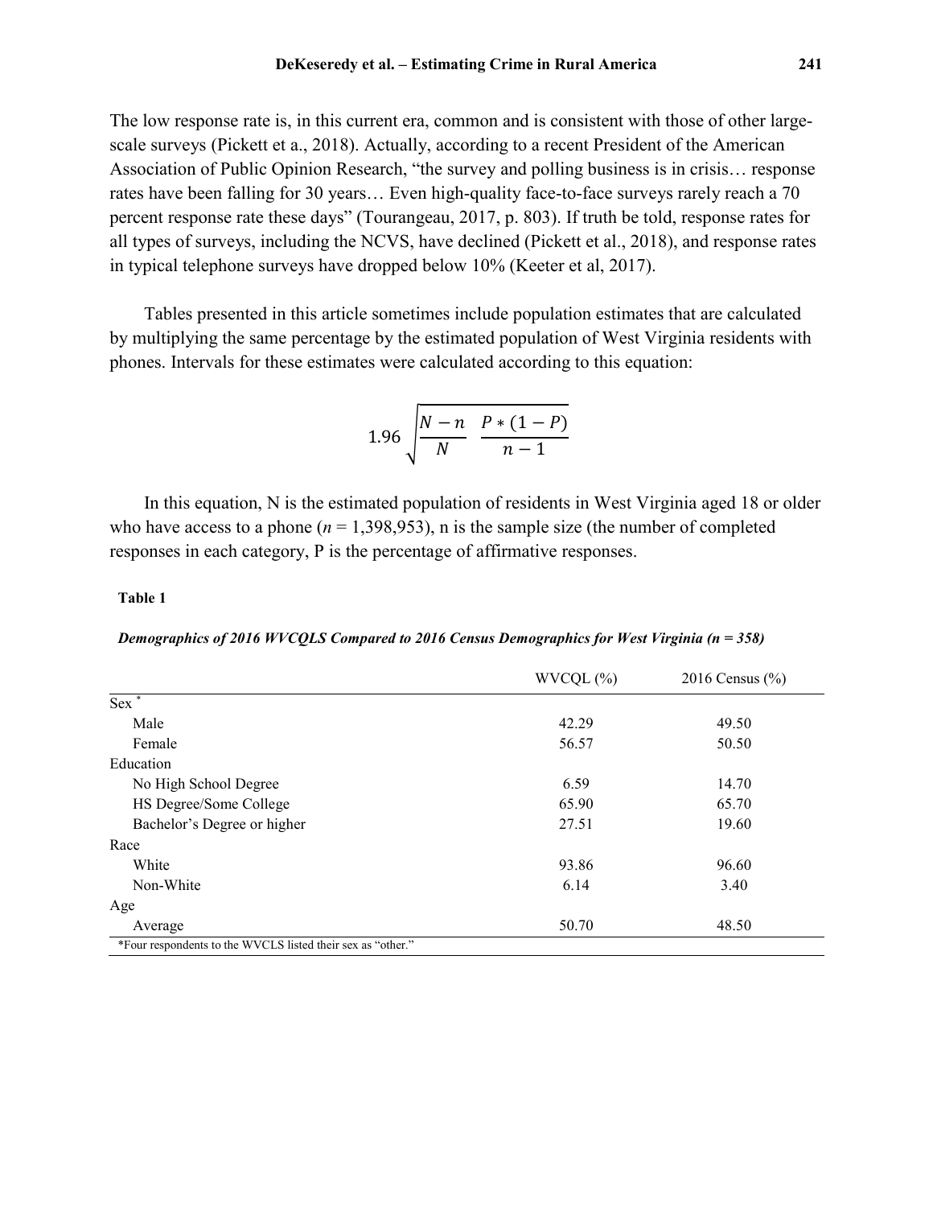The low response rate is, in this current era, common and is consistent with those of other large-scale surveys (Pickett et a., 2018). Actually, according to a recent President of the American Association of Public Opinion Research, "the survey and polling business is in crisis… response rates have been falling for 30 years… Even high-quality face-to-face surveys rarely reach a 70 percent response rate these days" (Tourangeau, 2017, p. 803). If truth be told, response rates for all types of surveys, including the NCVS, have declined (Pickett et al., 2018), and response rates in typical telephone surveys have dropped below 10% (Keeter et al, 2017).

Tables presented in this article sometimes include population estimates that are calculated by multiplying the same percentage by the estimated population of West Virginia residents with phones. Intervals for these estimates were calculated according to this equation:

$$1.96\sqrt{\frac{N-n}{N}\;\frac{P*(1-P)}{n-1}}$$

In this equation, N is the estimated population of residents in West Virginia aged 18 or older who have access to a phone ($n$ = 1,398,953), n is the sample size (the number of completed responses in each category, P is the percentage of affirmative responses.

**Table 1**

***Demographics of 2016 WVCQLS Compared to 2016 Census Demographics for West Virginia (n = 358)***

| | WVCQL (%) | 2016 Census (%) |
|---|---|---|
| Sex * | | |
| Male | 42.29 | 49.50 |
| Female | 56.57 | 50.50 |
| Education | | |
| No High School Degree | 6.59 | 14.70 |
| HS Degree/Some College | 65.90 | 65.70 |
| Bachelor's Degree or higher | 27.51 | 19.60 |
| Race | | |
| White | 93.86 | 96.60 |
| Non-White | 6.14 | 3.40 |
| Age | | |
| Average | 50.70 | 48.50 |

*Four respondents to the WVCLS listed their sex as "other."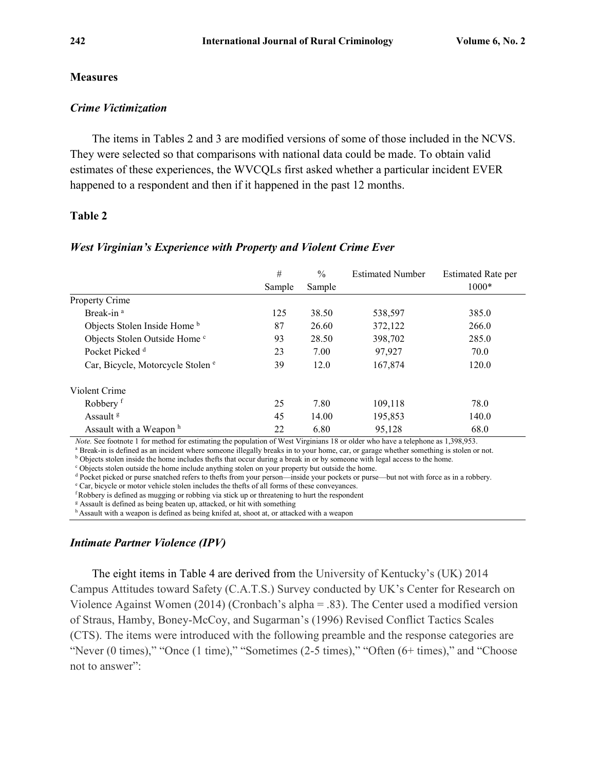## Measures

### *Crime Victimization*

The items in Tables 2 and 3 are modified versions of some of those included in the NCVS. They were selected so that comparisons with national data could be made. To obtain valid estimates of these experiences, the WVCQLs first asked whether a particular incident EVER happened to a respondent and then if it happened in the past 12 months.

**Table 2**

***West Virginian's Experience with Property and Violent Crime Ever***

| | # Sample | % Sample | Estimated Number | Estimated Rate per 1000* |
|---|---|---|---|---|
| Property Crime | | | | |
| Break-in [a] | 125 | 38.50 | 538,597 | 385.0 |
| Objects Stolen Inside Home [b] | 87 | 26.60 | 372,122 | 266.0 |
| Objects Stolen Outside Home [c] | 93 | 28.50 | 398,702 | 285.0 |
| Pocket Picked [d] | 23 | 7.00 | 97,927 | 70.0 |
| Car, Bicycle, Motorcycle Stolen [e] | 39 | 12.0 | 167,874 | 120.0 |
| Violent Crime | | | | |
| Robbery [f] | 25 | 7.80 | 109,118 | 78.0 |
| Assault [g] | 45 | 14.00 | 195,853 | 140.0 |
| Assault with a Weapon [h] | 22 | 6.80 | 95,128 | 68.0 |

*Note.* See footnote 1 for method for estimating the population of West Virginians 18 or older who have a telephone as 1,398,953.

[a] Break-in is defined as an incident where someone illegally breaks in to your home, car, or garage whether something is stolen or not.

[b] Objects stolen inside the home includes thefts that occur during a break in or by someone with legal access to the home.

[c] Objects stolen outside the home include anything stolen on your property but outside the home.

[d] Pocket picked or purse snatched refers to thefts from your person—inside your pockets or purse—but not with force as in a robbery.

[e] Car, bicycle or motor vehicle stolen includes the thefts of all forms of these conveyances.

[f] Robbery is defined as mugging or robbing via stick up or threatening to hurt the respondent

[g] Assault is defined as being beaten up, attacked, or hit with something

[h] Assault with a weapon is defined as being knifed at, shoot at, or attacked with a weapon

### *Intimate Partner Violence (IPV)*

The eight items in Table 4 are derived from the University of Kentucky's (UK) 2014 Campus Attitudes toward Safety (C.A.T.S.) Survey conducted by UK's Center for Research on Violence Against Women (2014) (Cronbach's alpha = .83). The Center used a modified version of Straus, Hamby, Boney-McCoy, and Sugarman's (1996) Revised Conflict Tactics Scales (CTS). The items were introduced with the following preamble and the response categories are "Never (0 times)," "Once (1 time)," "Sometimes (2-5 times)," "Often (6+ times)," and "Choose not to answer":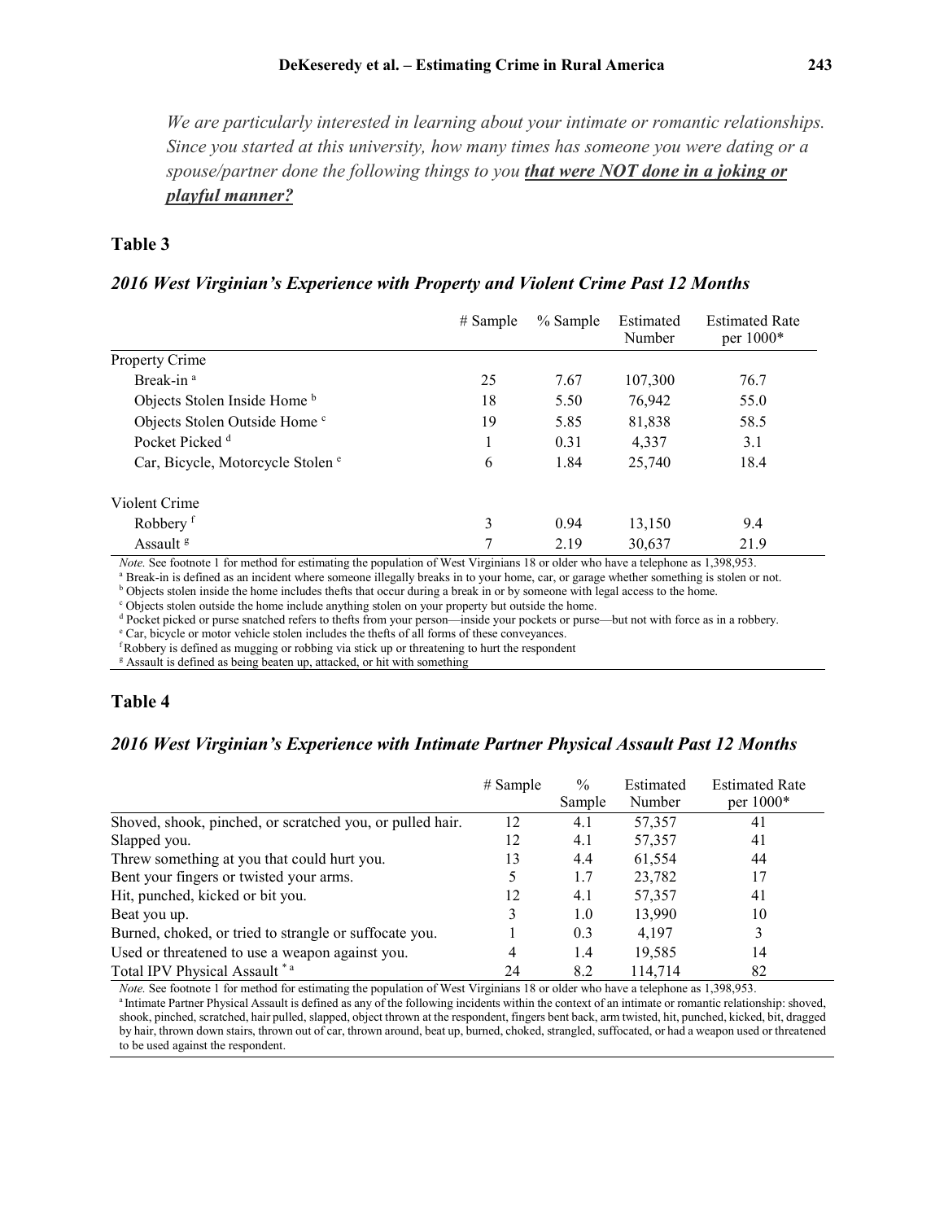*We are particularly interested in learning about your intimate or romantic relationships. Since you started at this university, how many times has someone you were dating or a spouse/partner done the following things to you **that were NOT done in a joking or playful manner?***

## Table 3

### *2016 West Virginian's Experience with Property and Violent Crime Past 12 Months*

| | # Sample | % Sample | Estimated Number | Estimated Rate per 1000* |
|---|---|---|---|---|
| Property Crime | | | | |
| Break-in [a] | 25 | 7.67 | 107,300 | 76.7 |
| Objects Stolen Inside Home [b] | 18 | 5.50 | 76,942 | 55.0 |
| Objects Stolen Outside Home [c] | 19 | 5.85 | 81,838 | 58.5 |
| Pocket Picked [d] | 1 | 0.31 | 4,337 | 3.1 |
| Car, Bicycle, Motorcycle Stolen [e] | 6 | 1.84 | 25,740 | 18.4 |
| Violent Crime | | | | |
| Robbery [f] | 3 | 0.94 | 13,150 | 9.4 |
| Assault [g] | 7 | 2.19 | 30,637 | 21.9 |

*Note.* See footnote 1 for method for estimating the population of West Virginians 18 or older who have a telephone as 1,398,953.
[a] Break-in is defined as an incident where someone illegally breaks in to your home, car, or garage whether something is stolen or not.
[b] Objects stolen inside the home includes thefts that occur during a break in or by someone with legal access to the home.
[c] Objects stolen outside the home include anything stolen on your property but outside the home.
[d] Pocket picked or purse snatched refers to thefts from your person—inside your pockets or purse—but not with force as in a robbery.
[e] Car, bicycle or motor vehicle stolen includes the thefts of all forms of these conveyances.
[f] Robbery is defined as mugging or robbing via stick up or threatening to hurt the respondent
[g] Assault is defined as being beaten up, attacked, or hit with something

## Table 4

### *2016 West Virginian's Experience with Intimate Partner Physical Assault Past 12 Months*

| | # Sample | % Sample | Estimated Number | Estimated Rate per 1000* |
|---|---|---|---|---|
| Shoved, shook, pinched, or scratched you, or pulled hair. | 12 | 4.1 | 57,357 | 41 |
| Slapped you. | 12 | 4.1 | 57,357 | 41 |
| Threw something at you that could hurt you. | 13 | 4.4 | 61,554 | 44 |
| Bent your fingers or twisted your arms. | 5 | 1.7 | 23,782 | 17 |
| Hit, punched, kicked or bit you. | 12 | 4.1 | 57,357 | 41 |
| Beat you up. | 3 | 1.0 | 13,990 | 10 |
| Burned, choked, or tried to strangle or suffocate you. | 1 | 0.3 | 4,197 | 3 |
| Used or threatened to use a weapon against you. | 4 | 1.4 | 19,585 | 14 |
| Total IPV Physical Assault * [a] | 24 | 8.2 | 114,714 | 82 |

*Note.* See footnote 1 for method for estimating the population of West Virginians 18 or older who have a telephone as 1,398,953.
[a] Intimate Partner Physical Assault is defined as any of the following incidents within the context of an intimate or romantic relationship: shoved, shook, pinched, scratched, hair pulled, slapped, object thrown at the respondent, fingers bent back, arm twisted, hit, punched, kicked, bit, dragged by hair, thrown down stairs, thrown out of car, thrown around, beat up, burned, choked, strangled, suffocated, or had a weapon used or threatened to be used against the respondent.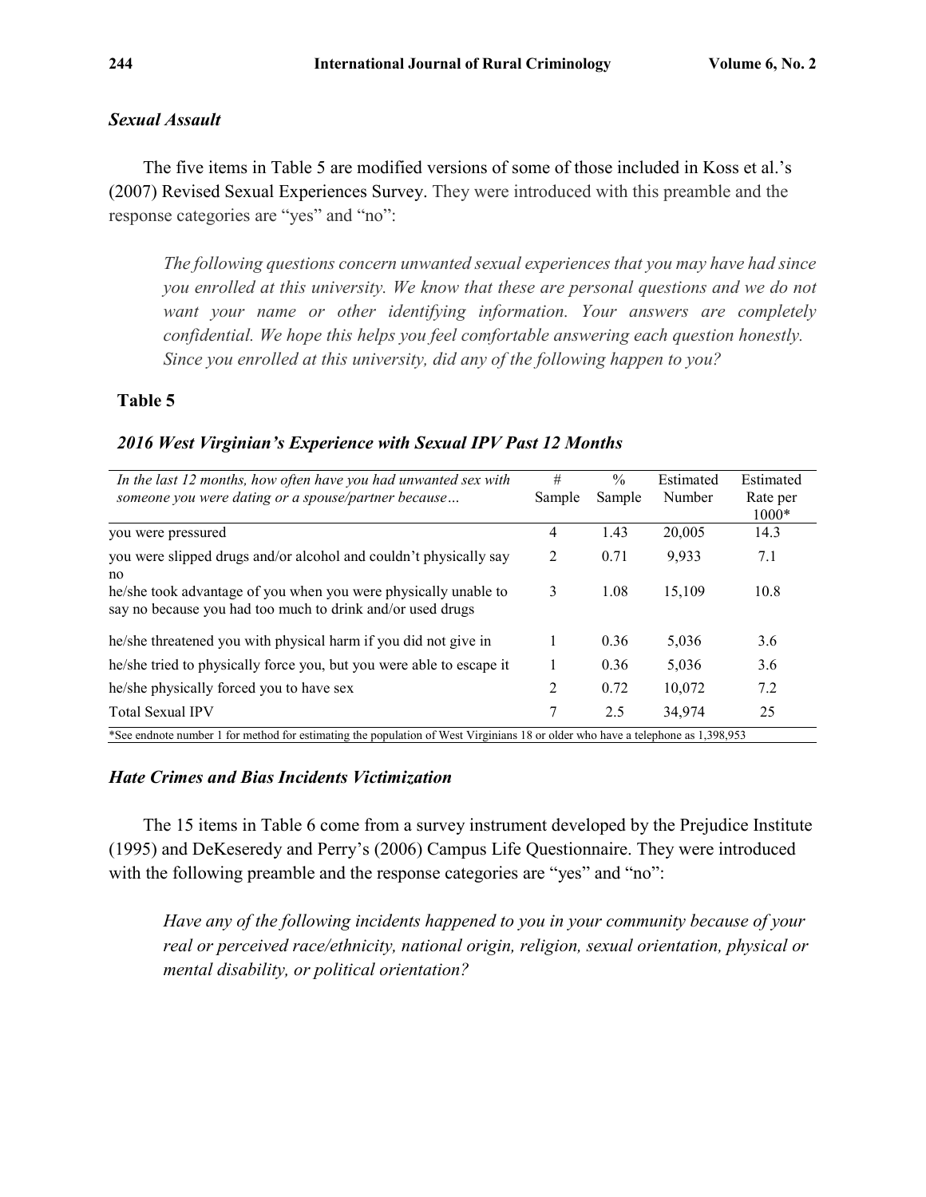### *Sexual Assault*

The five items in Table 5 are modified versions of some of those included in Koss et al.'s (2007) Revised Sexual Experiences Survey. They were introduced with this preamble and the response categories are "yes" and "no":

> *The following questions concern unwanted sexual experiences that you may have had since you enrolled at this university. We know that these are personal questions and we do not want your name or other identifying information. Your answers are completely confidential. We hope this helps you feel comfortable answering each question honestly. Since you enrolled at this university, did any of the following happen to you?*

**Table 5**

***2016 West Virginian's Experience with Sexual IPV Past 12 Months***

| *In the last 12 months, how often have you had unwanted sex with someone you were dating or a spouse/partner because…* | # Sample | % Sample | Estimated Number | Estimated Rate per 1000* |
|---|---|---|---|---|
| you were pressured | 4 | 1.43 | 20,005 | 14.3 |
| you were slipped drugs and/or alcohol and couldn't physically say no | 2 | 0.71 | 9,933 | 7.1 |
| he/she took advantage of you when you were physically unable to say no because you had too much to drink and/or used drugs | 3 | 1.08 | 15,109 | 10.8 |
| he/she threatened you with physical harm if you did not give in | 1 | 0.36 | 5,036 | 3.6 |
| he/she tried to physically force you, but you were able to escape it | 1 | 0.36 | 5,036 | 3.6 |
| he/she physically forced you to have sex | 2 | 0.72 | 10,072 | 7.2 |
| Total Sexual IPV | 7 | 2.5 | 34,974 | 25 |

*See endnote number 1 for method for estimating the population of West Virginians 18 or older who have a telephone as 1,398,953

### *Hate Crimes and Bias Incidents Victimization*

The 15 items in Table 6 come from a survey instrument developed by the Prejudice Institute (1995) and DeKeseredy and Perry's (2006) Campus Life Questionnaire. They were introduced with the following preamble and the response categories are "yes" and "no":

> *Have any of the following incidents happened to you in your community because of your real or perceived race/ethnicity, national origin, religion, sexual orientation, physical or mental disability, or political orientation?*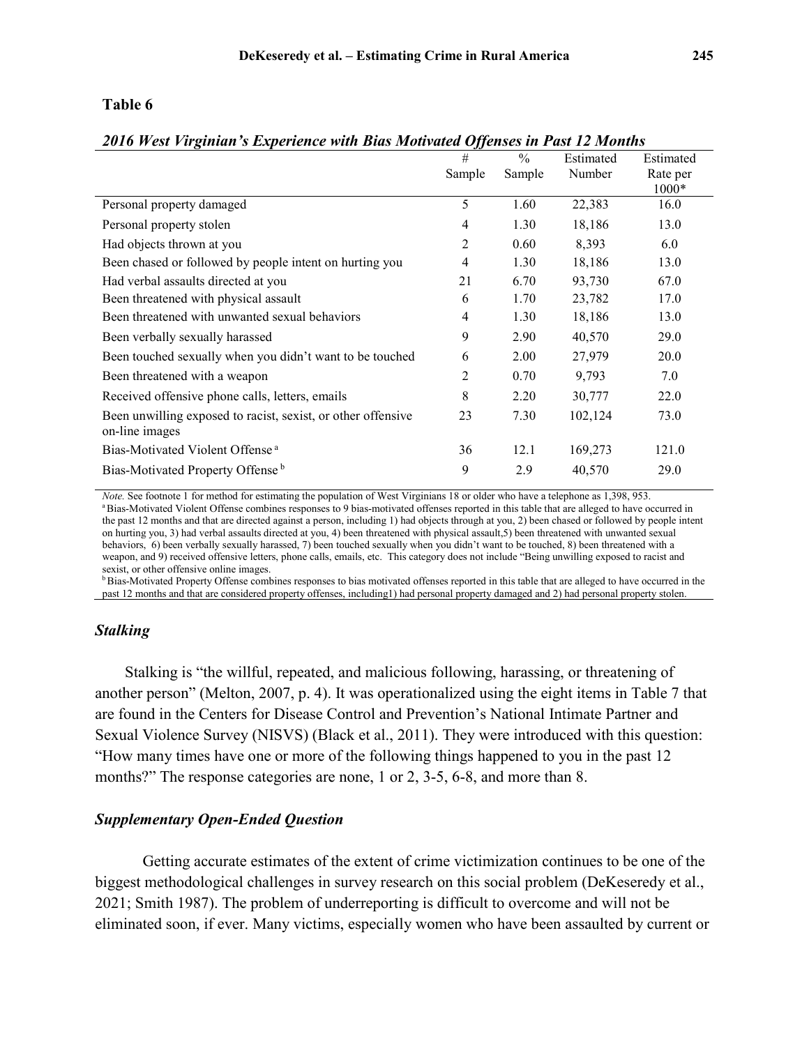**Table 6**

***2016 West Virginian's Experience with Bias Motivated Offenses in Past 12 Months***

| | # Sample | % Sample | Estimated Number | Estimated Rate per 1000* |
|---|---|---|---|---|
| Personal property damaged | 5 | 1.60 | 22,383 | 16.0 |
| Personal property stolen | 4 | 1.30 | 18,186 | 13.0 |
| Had objects thrown at you | 2 | 0.60 | 8,393 | 6.0 |
| Been chased or followed by people intent on hurting you | 4 | 1.30 | 18,186 | 13.0 |
| Had verbal assaults directed at you | 21 | 6.70 | 93,730 | 67.0 |
| Been threatened with physical assault | 6 | 1.70 | 23,782 | 17.0 |
| Been threatened with unwanted sexual behaviors | 4 | 1.30 | 18,186 | 13.0 |
| Been verbally sexually harassed | 9 | 2.90 | 40,570 | 29.0 |
| Been touched sexually when you didn't want to be touched | 6 | 2.00 | 27,979 | 20.0 |
| Been threatened with a weapon | 2 | 0.70 | 9,793 | 7.0 |
| Received offensive phone calls, letters, emails | 8 | 2.20 | 30,777 | 22.0 |
| Been unwilling exposed to racist, sexist, or other offensive on-line images | 23 | 7.30 | 102,124 | 73.0 |
| Bias-Motivated Violent Offense [a] | 36 | 12.1 | 169,273 | 121.0 |
| Bias-Motivated Property Offense [b] | 9 | 2.9 | 40,570 | 29.0 |

*Note.* See footnote 1 for method for estimating the population of West Virginians 18 or older who have a telephone as 1,398, 953.
[a] Bias-Motivated Violent Offense combines responses to 9 bias-motivated offenses reported in this table that are alleged to have occurred in the past 12 months and that are directed against a person, including 1) had objects through at you, 2) been chased or followed by people intent on hurting you, 3) had verbal assaults directed at you, 4) been threatened with physical assault,5) been threatened with unwanted sexual behaviors, 6) been verbally sexually harassed, 7) been touched sexually when you didn't want to be touched, 8) been threatened with a weapon, and 9) received offensive letters, phone calls, emails, etc. This category does not include "Being unwilling exposed to racist and sexist, or other offensive online images.
[b] Bias-Motivated Property Offense combines responses to bias motivated offenses reported in this table that are alleged to have occurred in the past 12 months and that are considered property offenses, including1) had personal property damaged and 2) had personal property stolen.

### *Stalking*

Stalking is "the willful, repeated, and malicious following, harassing, or threatening of another person" (Melton, 2007, p. 4). It was operationalized using the eight items in Table 7 that are found in the Centers for Disease Control and Prevention's National Intimate Partner and Sexual Violence Survey (NISVS) (Black et al., 2011). They were introduced with this question: "How many times have one or more of the following things happened to you in the past 12 months?" The response categories are none, 1 or 2, 3-5, 6-8, and more than 8.

### *Supplementary Open-Ended Question*

Getting accurate estimates of the extent of crime victimization continues to be one of the biggest methodological challenges in survey research on this social problem (DeKeseredy et al., 2021; Smith 1987). The problem of underreporting is difficult to overcome and will not be eliminated soon, if ever. Many victims, especially women who have been assaulted by current or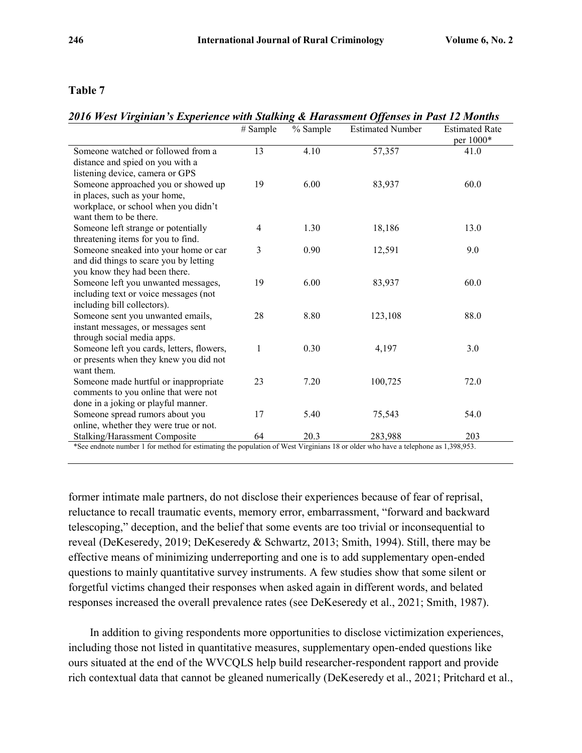**Table 7**

*2016 West Virginian's Experience with Stalking & Harassment Offenses in Past 12 Months*

| | # Sample | % Sample | Estimated Number | Estimated Rate per 1000* |
|---|---|---|---|---|
| Someone watched or followed from a distance and spied on you with a listening device, camera or GPS | 13 | 4.10 | 57,357 | 41.0 |
| Someone approached you or showed up in places, such as your home, workplace, or school when you didn't want them to be there. | 19 | 6.00 | 83,937 | 60.0 |
| Someone left strange or potentially threatening items for you to find. | 4 | 1.30 | 18,186 | 13.0 |
| Someone sneaked into your home or car and did things to scare you by letting you know they had been there. | 3 | 0.90 | 12,591 | 9.0 |
| Someone left you unwanted messages, including text or voice messages (not including bill collectors). | 19 | 6.00 | 83,937 | 60.0 |
| Someone sent you unwanted emails, instant messages, or messages sent through social media apps. | 28 | 8.80 | 123,108 | 88.0 |
| Someone left you cards, letters, flowers, or presents when they knew you did not want them. | 1 | 0.30 | 4,197 | 3.0 |
| Someone made hurtful or inappropriate comments to you online that were not done in a joking or playful manner. | 23 | 7.20 | 100,725 | 72.0 |
| Someone spread rumors about you online, whether they were true or not. | 17 | 5.40 | 75,543 | 54.0 |
| Stalking/Harassment Composite | 64 | 20.3 | 283,988 | 203 |

*See endnote number 1 for method for estimating the population of West Virginians 18 or older who have a telephone as 1,398,953.

former intimate male partners, do not disclose their experiences because of fear of reprisal, reluctance to recall traumatic events, memory error, embarrassment, "forward and backward telescoping," deception, and the belief that some events are too trivial or inconsequential to reveal (DeKeseredy, 2019; DeKeseredy & Schwartz, 2013; Smith, 1994). Still, there may be effective means of minimizing underreporting and one is to add supplementary open-ended questions to mainly quantitative survey instruments. A few studies show that some silent or forgetful victims changed their responses when asked again in different words, and belated responses increased the overall prevalence rates (see DeKeseredy et al., 2021; Smith, 1987).

In addition to giving respondents more opportunities to disclose victimization experiences, including those not listed in quantitative measures, supplementary open-ended questions like ours situated at the end of the WVCQLS help build researcher-respondent rapport and provide rich contextual data that cannot be gleaned numerically (DeKeseredy et al., 2021; Pritchard et al.,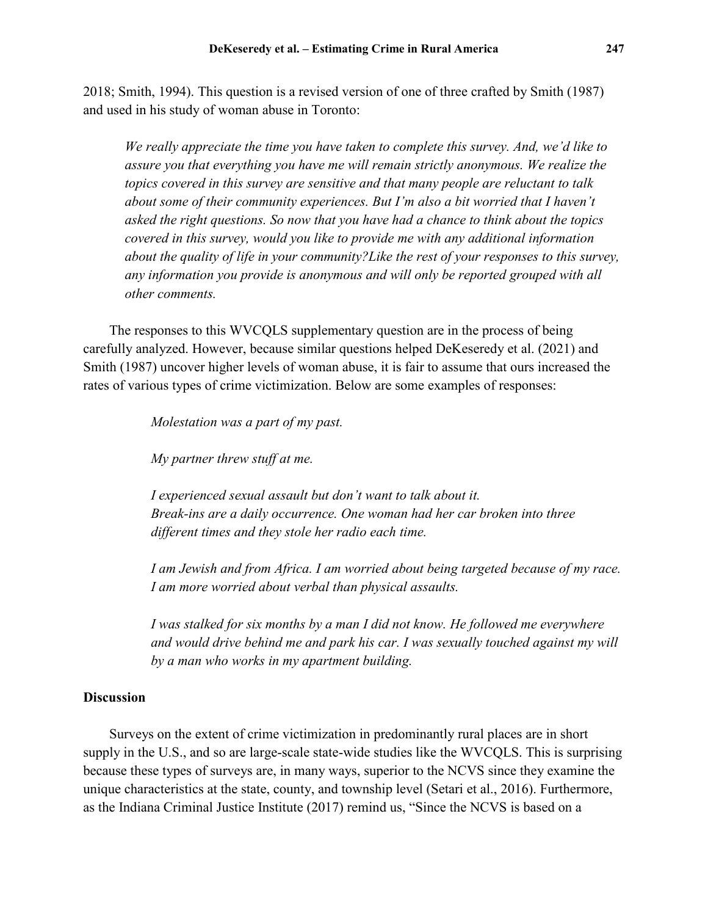2018; Smith, 1994). This question is a revised version of one of three crafted by Smith (1987) and used in his study of woman abuse in Toronto:

> *We really appreciate the time you have taken to complete this survey. And, we'd like to assure you that everything you have me will remain strictly anonymous. We realize the topics covered in this survey are sensitive and that many people are reluctant to talk about some of their community experiences. But I'm also a bit worried that I haven't asked the right questions. So now that you have had a chance to think about the topics covered in this survey, would you like to provide me with any additional information about the quality of life in your community?Like the rest of your responses to this survey, any information you provide is anonymous and will only be reported grouped with all other comments.*

The responses to this WVCQLS supplementary question are in the process of being carefully analyzed. However, because similar questions helped DeKeseredy et al. (2021) and Smith (1987) uncover higher levels of woman abuse, it is fair to assume that ours increased the rates of various types of crime victimization. Below are some examples of responses:

> *Molestation was a part of my past.*
>
> *My partner threw stuff at me.*
>
> *I experienced sexual assault but don't want to talk about it.*
> *Break-ins are a daily occurrence. One woman had her car broken into three different times and they stole her radio each time.*
>
> *I am Jewish and from Africa. I am worried about being targeted because of my race. I am more worried about verbal than physical assaults.*
>
> *I was stalked for six months by a man I did not know. He followed me everywhere and would drive behind me and park his car. I was sexually touched against my will by a man who works in my apartment building.*

## Discussion

Surveys on the extent of crime victimization in predominantly rural places are in short supply in the U.S., and so are large-scale state-wide studies like the WVCQLS. This is surprising because these types of surveys are, in many ways, superior to the NCVS since they examine the unique characteristics at the state, county, and township level (Setari et al., 2016). Furthermore, as the Indiana Criminal Justice Institute (2017) remind us, "Since the NCVS is based on a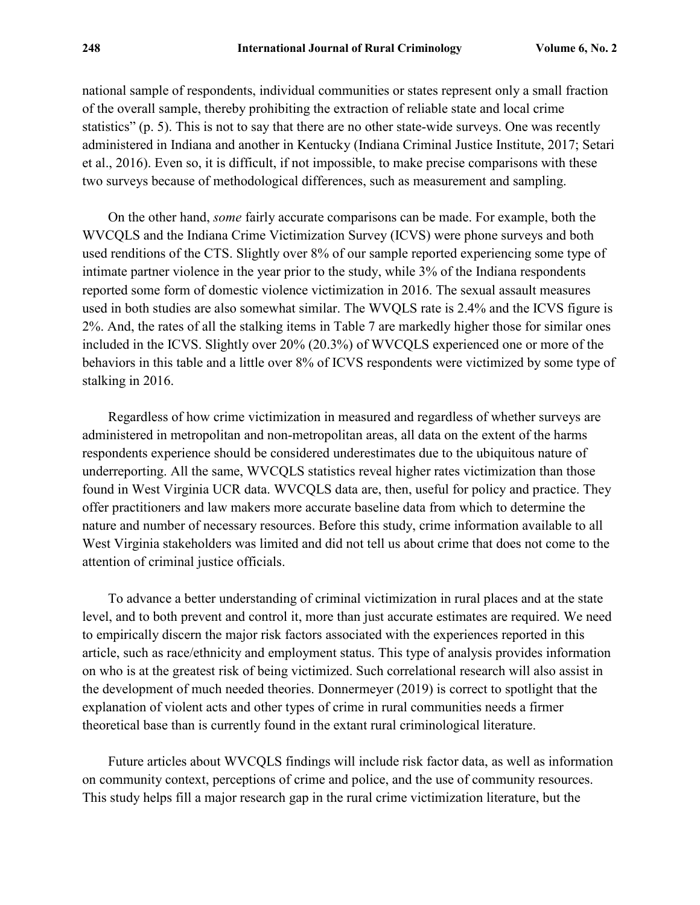national sample of respondents, individual communities or states represent only a small fraction of the overall sample, thereby prohibiting the extraction of reliable state and local crime statistics" (p. 5). This is not to say that there are no other state-wide surveys. One was recently administered in Indiana and another in Kentucky (Indiana Criminal Justice Institute, 2017; Setari et al., 2016). Even so, it is difficult, if not impossible, to make precise comparisons with these two surveys because of methodological differences, such as measurement and sampling.

On the other hand, *some* fairly accurate comparisons can be made. For example, both the WVCQLS and the Indiana Crime Victimization Survey (ICVS) were phone surveys and both used renditions of the CTS. Slightly over 8% of our sample reported experiencing some type of intimate partner violence in the year prior to the study, while 3% of the Indiana respondents reported some form of domestic violence victimization in 2016. The sexual assault measures used in both studies are also somewhat similar. The WVQLS rate is 2.4% and the ICVS figure is 2%. And, the rates of all the stalking items in Table 7 are markedly higher those for similar ones included in the ICVS. Slightly over 20% (20.3%) of WVCQLS experienced one or more of the behaviors in this table and a little over 8% of ICVS respondents were victimized by some type of stalking in 2016.

Regardless of how crime victimization in measured and regardless of whether surveys are administered in metropolitan and non-metropolitan areas, all data on the extent of the harms respondents experience should be considered underestimates due to the ubiquitous nature of underreporting. All the same, WVCQLS statistics reveal higher rates victimization than those found in West Virginia UCR data. WVCQLS data are, then, useful for policy and practice. They offer practitioners and law makers more accurate baseline data from which to determine the nature and number of necessary resources. Before this study, crime information available to all West Virginia stakeholders was limited and did not tell us about crime that does not come to the attention of criminal justice officials.

To advance a better understanding of criminal victimization in rural places and at the state level, and to both prevent and control it, more than just accurate estimates are required. We need to empirically discern the major risk factors associated with the experiences reported in this article, such as race/ethnicity and employment status. This type of analysis provides information on who is at the greatest risk of being victimized. Such correlational research will also assist in the development of much needed theories. Donnermeyer (2019) is correct to spotlight that the explanation of violent acts and other types of crime in rural communities needs a firmer theoretical base than is currently found in the extant rural criminological literature.

Future articles about WVCQLS findings will include risk factor data, as well as information on community context, perceptions of crime and police, and the use of community resources. This study helps fill a major research gap in the rural crime victimization literature, but the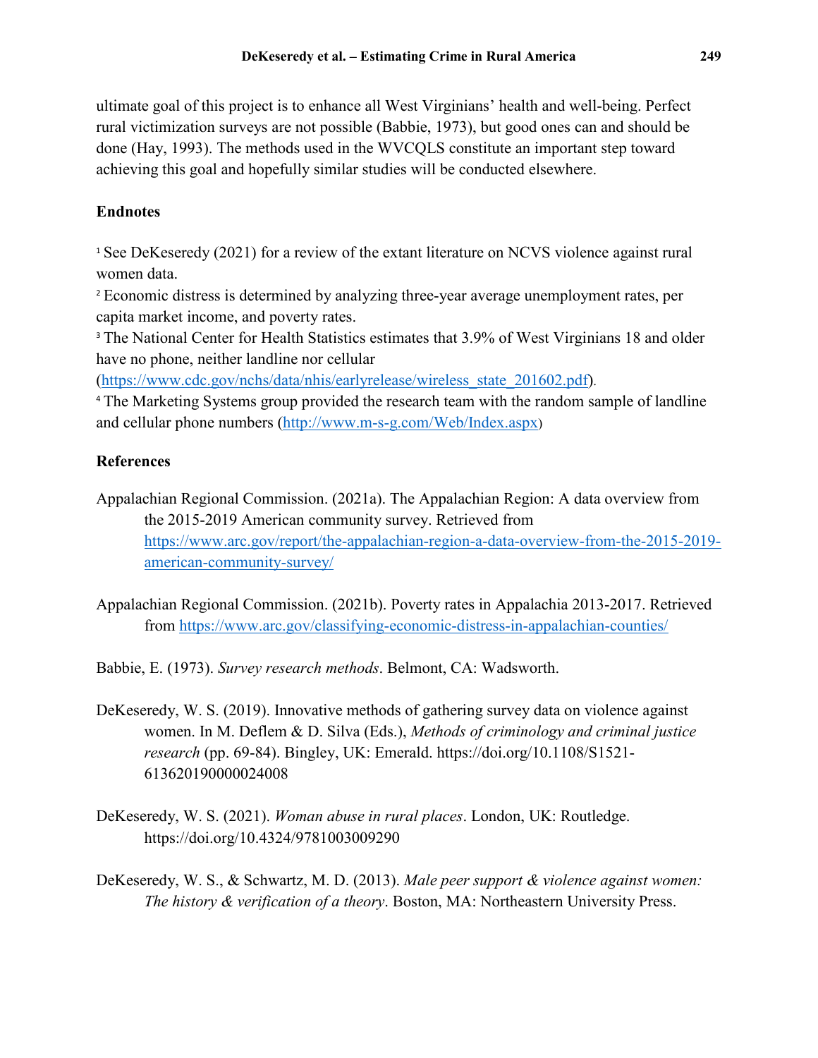ultimate goal of this project is to enhance all West Virginians' health and well-being. Perfect rural victimization surveys are not possible (Babbie, 1973), but good ones can and should be done (Hay, 1993). The methods used in the WVCQLS constitute an important step toward achieving this goal and hopefully similar studies will be conducted elsewhere.

## Endnotes

[1] See DeKeseredy (2021) for a review of the extant literature on NCVS violence against rural women data.
[2] Economic distress is determined by analyzing three-year average unemployment rates, per capita market income, and poverty rates.
[3] The National Center for Health Statistics estimates that 3.9% of West Virginians 18 and older have no phone, neither landline nor cellular (https://www.cdc.gov/nchs/data/nhis/earlyrelease/wireless_state_201602.pdf).
[4] The Marketing Systems group provided the research team with the random sample of landline and cellular phone numbers (http://www.m-s-g.com/Web/Index.aspx)

## References

Appalachian Regional Commission. (2021a). The Appalachian Region: A data overview from the 2015-2019 American community survey. Retrieved from https://www.arc.gov/report/the-appalachian-region-a-data-overview-from-the-2015-2019-american-community-survey/

Appalachian Regional Commission. (2021b). Poverty rates in Appalachia 2013-2017. Retrieved from https://www.arc.gov/classifying-economic-distress-in-appalachian-counties/

Babbie, E. (1973). *Survey research methods*. Belmont, CA: Wadsworth.

DeKeseredy, W. S. (2019). Innovative methods of gathering survey data on violence against women. In M. Deflem & D. Silva (Eds.), *Methods of criminology and criminal justice research* (pp. 69-84). Bingley, UK: Emerald. https://doi.org/10.1108/S1521-613620190000024008

DeKeseredy, W. S. (2021). *Woman abuse in rural places*. London, UK: Routledge. https://doi.org/10.4324/9781003009290

DeKeseredy, W. S., & Schwartz, M. D. (2013). *Male peer support & violence against women: The history & verification of a theory*. Boston, MA: Northeastern University Press.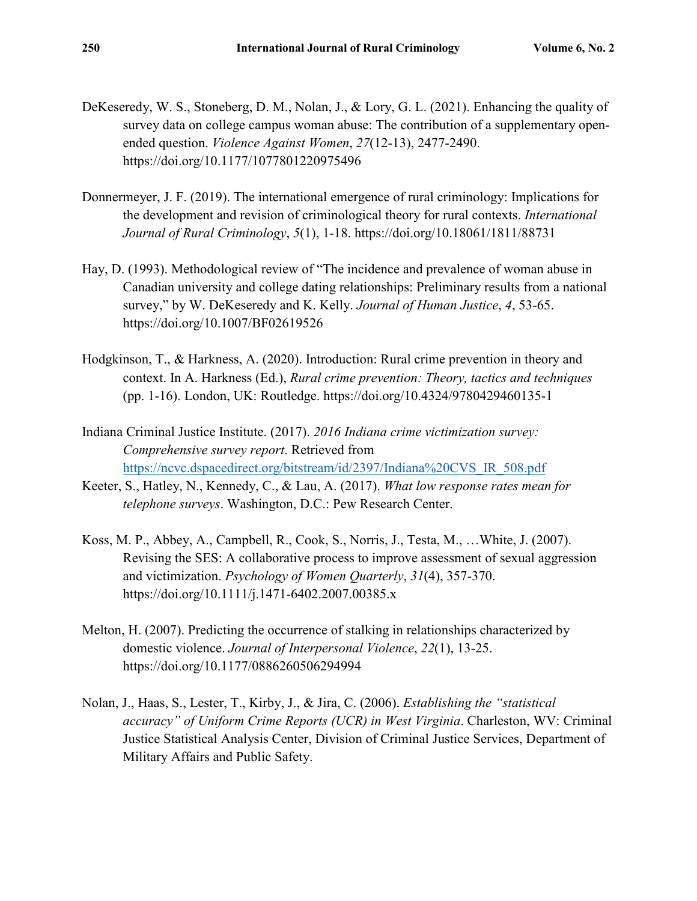DeKeseredy, W. S., Stoneberg, D. M., Nolan, J., & Lory, G. L. (2021). Enhancing the quality of survey data on college campus woman abuse: The contribution of a supplementary open-ended question. *Violence Against Women*, *27*(12-13), 2477-2490. https://doi.org/10.1177/1077801220975496

Donnermeyer, J. F. (2019). The international emergence of rural criminology: Implications for the development and revision of criminological theory for rural contexts. *International Journal of Rural Criminology*, *5*(1), 1-18. https://doi.org/10.18061/1811/88731

Hay, D. (1993). Methodological review of "The incidence and prevalence of woman abuse in Canadian university and college dating relationships: Preliminary results from a national survey," by W. DeKeseredy and K. Kelly. *Journal of Human Justice*, *4*, 53-65. https://doi.org/10.1007/BF02619526

Hodgkinson, T., & Harkness, A. (2020). Introduction: Rural crime prevention in theory and context. In A. Harkness (Ed.), *Rural crime prevention: Theory, tactics and techniques* (pp. 1-16). London, UK: Routledge. https://doi.org/10.4324/9780429460135-1

Indiana Criminal Justice Institute. (2017). *2016 Indiana crime victimization survey: Comprehensive survey report*. Retrieved from https://ncvc.dspacedirect.org/bitstream/id/2397/Indiana%20CVS_IR_508.pdf

Keeter, S., Hatley, N., Kennedy, C., & Lau, A. (2017). *What low response rates mean for telephone surveys*. Washington, D.C.: Pew Research Center.

Koss, M. P., Abbey, A., Campbell, R., Cook, S., Norris, J., Testa, M., …White, J. (2007). Revising the SES: A collaborative process to improve assessment of sexual aggression and victimization. *Psychology of Women Quarterly*, *31*(4), 357-370. https://doi.org/10.1111/j.1471-6402.2007.00385.x

Melton, H. (2007). Predicting the occurrence of stalking in relationships characterized by domestic violence. *Journal of Interpersonal Violence*, *22*(1), 13-25. https://doi.org/10.1177/0886260506294994

Nolan, J., Haas, S., Lester, T., Kirby, J., & Jira, C. (2006). *Establishing the "statistical accuracy" of Uniform Crime Reports (UCR) in West Virginia*. Charleston, WV: Criminal Justice Statistical Analysis Center, Division of Criminal Justice Services, Department of Military Affairs and Public Safety.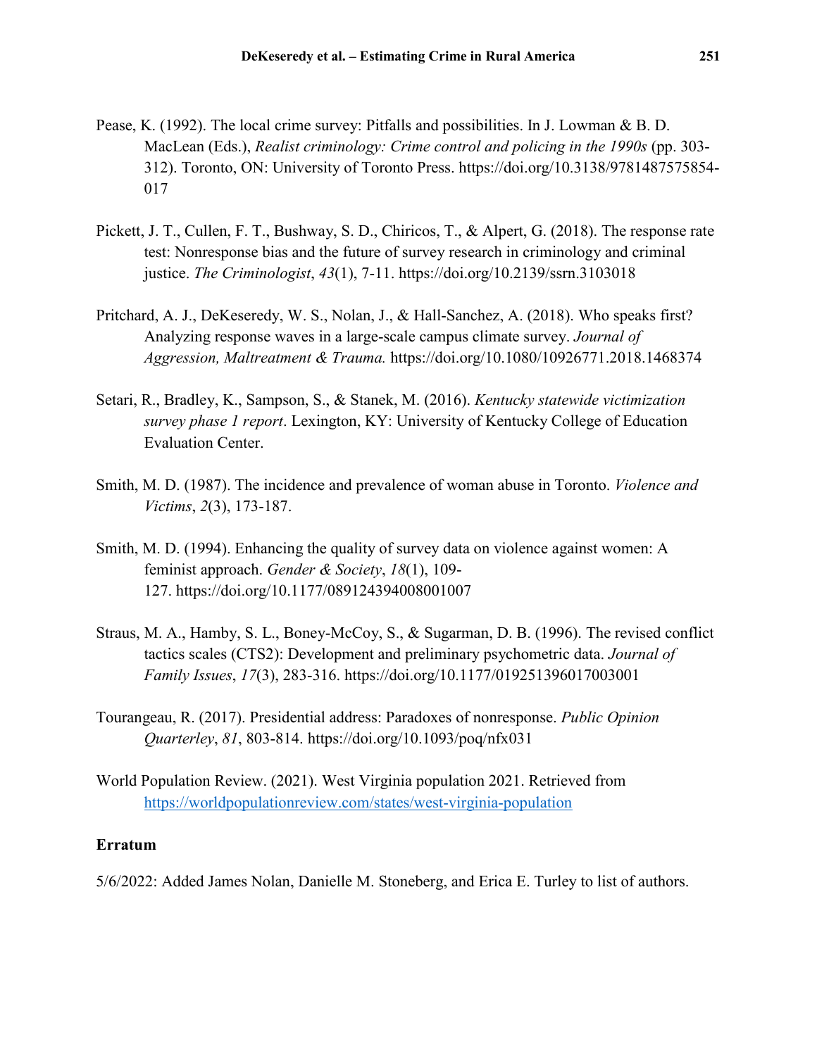Pease, K. (1992). The local crime survey: Pitfalls and possibilities. In J. Lowman & B. D. MacLean (Eds.), *Realist criminology: Crime control and policing in the 1990s* (pp. 303-312). Toronto, ON: University of Toronto Press. https://doi.org/10.3138/9781487575854-017

Pickett, J. T., Cullen, F. T., Bushway, S. D., Chiricos, T., & Alpert, G. (2018). The response rate test: Nonresponse bias and the future of survey research in criminology and criminal justice. *The Criminologist*, *43*(1), 7-11. https://doi.org/10.2139/ssrn.3103018

Pritchard, A. J., DeKeseredy, W. S., Nolan, J., & Hall-Sanchez, A. (2018). Who speaks first? Analyzing response waves in a large-scale campus climate survey. *Journal of Aggression, Maltreatment & Trauma.* https://doi.org/10.1080/10926771.2018.1468374

Setari, R., Bradley, K., Sampson, S., & Stanek, M. (2016). *Kentucky statewide victimization survey phase 1 report*. Lexington, KY: University of Kentucky College of Education Evaluation Center.

Smith, M. D. (1987). The incidence and prevalence of woman abuse in Toronto. *Violence and Victims*, *2*(3), 173-187.

Smith, M. D. (1994). Enhancing the quality of survey data on violence against women: A feminist approach. *Gender & Society*, *18*(1), 109-127. https://doi.org/10.1177/089124394008001007

Straus, M. A., Hamby, S. L., Boney-McCoy, S., & Sugarman, D. B. (1996). The revised conflict tactics scales (CTS2): Development and preliminary psychometric data. *Journal of Family Issues*, *17*(3), 283-316. https://doi.org/10.1177/019251396017003001

Tourangeau, R. (2017). Presidential address: Paradoxes of nonresponse. *Public Opinion Quarterley*, *81*, 803-814. https://doi.org/10.1093/poq/nfx031

World Population Review. (2021). West Virginia population 2021. Retrieved from https://worldpopulationreview.com/states/west-virginia-population

## Erratum

5/6/2022: Added James Nolan, Danielle M. Stoneberg, and Erica E. Turley to list of authors.